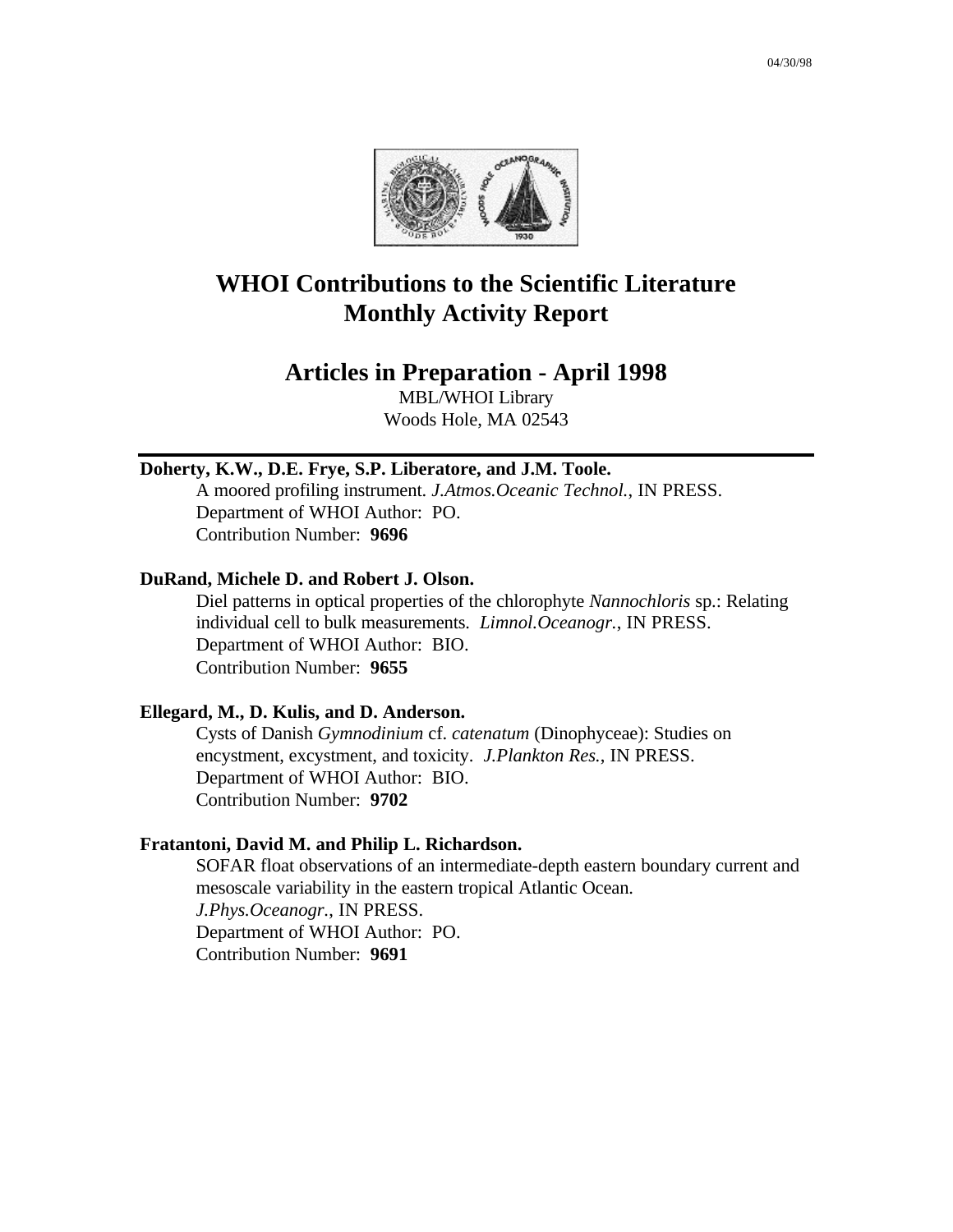04/30/98

# WHOI Contributions to the Scientific Literature Monthly Activity Report

## Articles in Preparation - April 1998

MBL/WHOI Library
Woods Hole, MA 02543

---

**Doherty, K.W., D.E. Frye, S.P. Liberatore, and J.M. Toole.**
A moored profiling instrument. *J.Atmos.Oceanic Technol.*, IN PRESS.
Department of WHOI Author: PO.
Contribution Number: **9696**

**DuRand, Michele D. and Robert J. Olson.**
Diel patterns in optical properties of the chlorophyte *Nannochloris* sp.: Relating individual cell to bulk measurements. *Limnol.Oceanogr.*, IN PRESS.
Department of WHOI Author: BIO.
Contribution Number: **9655**

**Ellegard, M., D. Kulis, and D. Anderson.**
Cysts of Danish *Gymnodinium* cf. *catenatum* (Dinophyceae): Studies on encystment, excystment, and toxicity. *J.Plankton Res.*, IN PRESS.
Department of WHOI Author: BIO.
Contribution Number: **9702**

**Fratantoni, David M. and Philip L. Richardson.**
SOFAR float observations of an intermediate-depth eastern boundary current and mesoscale variability in the eastern tropical Atlantic Ocean.
*J.Phys.Oceanogr.*, IN PRESS.
Department of WHOI Author: PO.
Contribution Number: **9691**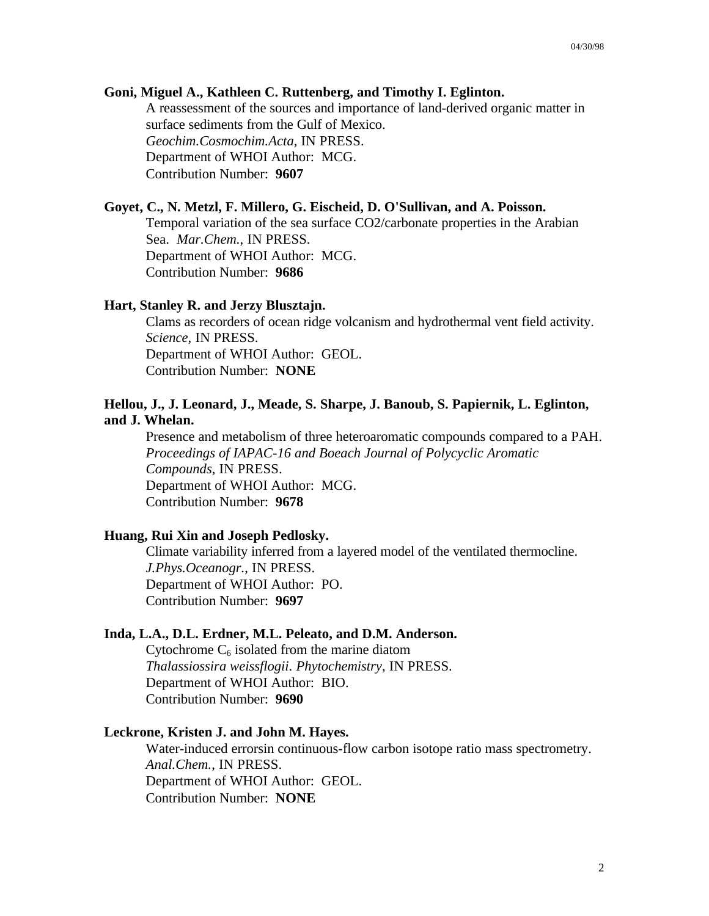**Goni, Miguel A., Kathleen C. Ruttenberg, and Timothy I. Eglinton.**

A reassessment of the sources and importance of land-derived organic matter in surface sediments from the Gulf of Mexico.
*Geochim.Cosmochim.Acta*, IN PRESS.
Department of WHOI Author: MCG.
Contribution Number: **9607**

**Goyet, C., N. Metzl, F. Millero, G. Eischeid, D. O'Sullivan, and A. Poisson.**

Temporal variation of the sea surface CO2/carbonate properties in the Arabian Sea. *Mar.Chem.*, IN PRESS.
Department of WHOI Author: MCG.
Contribution Number: **9686**

**Hart, Stanley R. and Jerzy Blusztajn.**

Clams as recorders of ocean ridge volcanism and hydrothermal vent field activity. *Science*, IN PRESS.
Department of WHOI Author: GEOL.
Contribution Number: **NONE**

**Hellou, J., J. Leonard, J., Meade, S. Sharpe, J. Banoub, S. Papiernik, L. Eglinton, and J. Whelan.**

Presence and metabolism of three heteroaromatic compounds compared to a PAH. *Proceedings of IAPAC-16 and Boeach Journal of Polycyclic Aromatic Compounds*, IN PRESS.
Department of WHOI Author: MCG.
Contribution Number: **9678**

**Huang, Rui Xin and Joseph Pedlosky.**

Climate variability inferred from a layered model of the ventilated thermocline. *J.Phys.Oceanogr.*, IN PRESS.
Department of WHOI Author: PO.
Contribution Number: **9697**

**Inda, L.A., D.L. Erdner, M.L. Peleato, and D.M. Anderson.**

Cytochrome $C_6$ isolated from the marine diatom *Thalassiossira weissflogii*. *Phytochemistry*, IN PRESS.
Department of WHOI Author: BIO.
Contribution Number: **9690**

**Leckrone, Kristen J. and John M. Hayes.**

Water-induced errorsin continuous-flow carbon isotope ratio mass spectrometry. *Anal.Chem.*, IN PRESS.
Department of WHOI Author: GEOL.
Contribution Number: **NONE**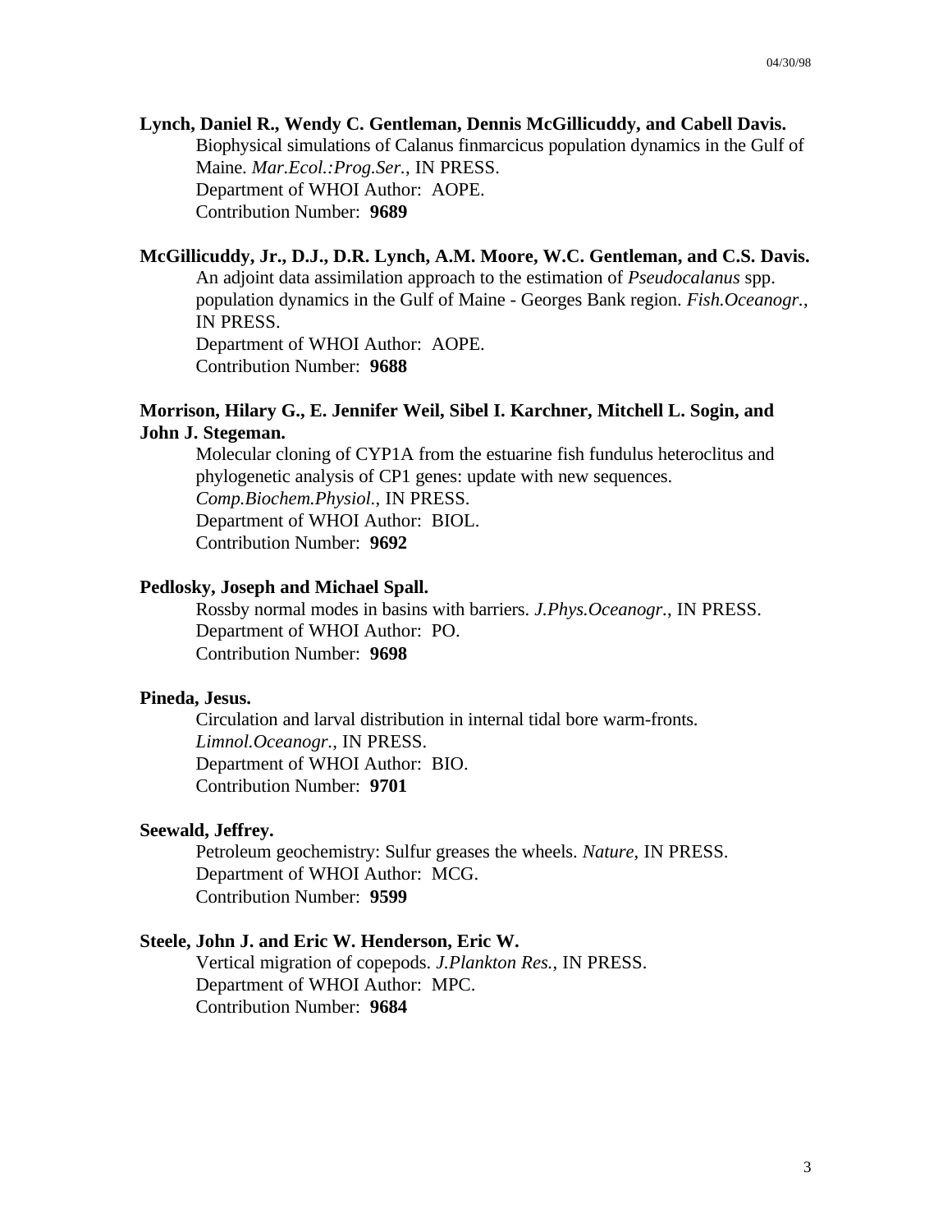**Lynch, Daniel R., Wendy C. Gentleman, Dennis McGillicuddy, and Cabell Davis.**
Biophysical simulations of Calanus finmarcicus population dynamics in the Gulf of Maine. *Mar.Ecol.:Prog.Ser.*, IN PRESS.
Department of WHOI Author: AOPE.
Contribution Number: **9689**

**McGillicuddy, Jr., D.J., D.R. Lynch, A.M. Moore, W.C. Gentleman, and C.S. Davis.**
An adjoint data assimilation approach to the estimation of *Pseudocalanus* spp. population dynamics in the Gulf of Maine - Georges Bank region. *Fish.Oceanogr.*, IN PRESS.
Department of WHOI Author: AOPE.
Contribution Number: **9688**

**Morrison, Hilary G., E. Jennifer Weil, Sibel I. Karchner, Mitchell L. Sogin, and John J. Stegeman.**
Molecular cloning of CYP1A from the estuarine fish fundulus heteroclitus and phylogenetic analysis of CP1 genes: update with new sequences. *Comp.Biochem.Physiol.*, IN PRESS.
Department of WHOI Author: BIOL.
Contribution Number: **9692**

**Pedlosky, Joseph and Michael Spall.**
Rossby normal modes in basins with barriers. *J.Phys.Oceanogr.*, IN PRESS.
Department of WHOI Author: PO.
Contribution Number: **9698**

**Pineda, Jesus.**
Circulation and larval distribution in internal tidal bore warm-fronts. *Limnol.Oceanogr.*, IN PRESS.
Department of WHOI Author: BIO.
Contribution Number: **9701**

**Seewald, Jeffrey.**
Petroleum geochemistry: Sulfur greases the wheels. *Nature*, IN PRESS.
Department of WHOI Author: MCG.
Contribution Number: **9599**

**Steele, John J. and Eric W. Henderson, Eric W.**
Vertical migration of copepods. *J.Plankton Res.*, IN PRESS.
Department of WHOI Author: MPC.
Contribution Number: **9684**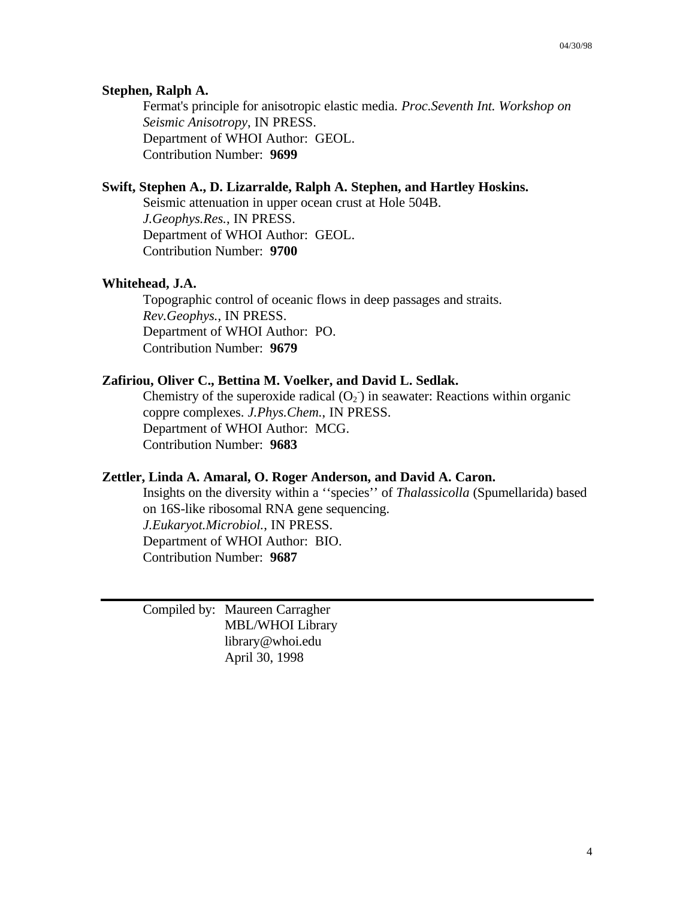**Stephen, Ralph A.**

Fermat's principle for anisotropic elastic media. *Proc.Seventh Int. Workshop on Seismic Anisotropy*, IN PRESS.
Department of WHOI Author: GEOL.
Contribution Number: **9699**

**Swift, Stephen A., D. Lizarralde, Ralph A. Stephen, and Hartley Hoskins.**

Seismic attenuation in upper ocean crust at Hole 504B.
*J.Geophys.Res.*, IN PRESS.
Department of WHOI Author: GEOL.
Contribution Number: **9700**

**Whitehead, J.A.**

Topographic control of oceanic flows in deep passages and straits.
*Rev.Geophys.*, IN PRESS.
Department of WHOI Author: PO.
Contribution Number: **9679**

**Zafiriou, Oliver C., Bettina M. Voelker, and David L. Sedlak.**

Chemistry of the superoxide radical ($O_2^-$) in seawater: Reactions within organic coppre complexes. *J.Phys.Chem.*, IN PRESS.
Department of WHOI Author: MCG.
Contribution Number: **9683**

**Zettler, Linda A. Amaral, O. Roger Anderson, and David A. Caron.**

Insights on the diversity within a ''species'' of *Thalassicolla* (Spumellarida) based on 16S-like ribosomal RNA gene sequencing.
*J.Eukaryot.Microbiol.*, IN PRESS.
Department of WHOI Author: BIO.
Contribution Number: **9687**

---

Compiled by: Maureen Carragher
MBL/WHOI Library
library@whoi.edu
April 30, 1998